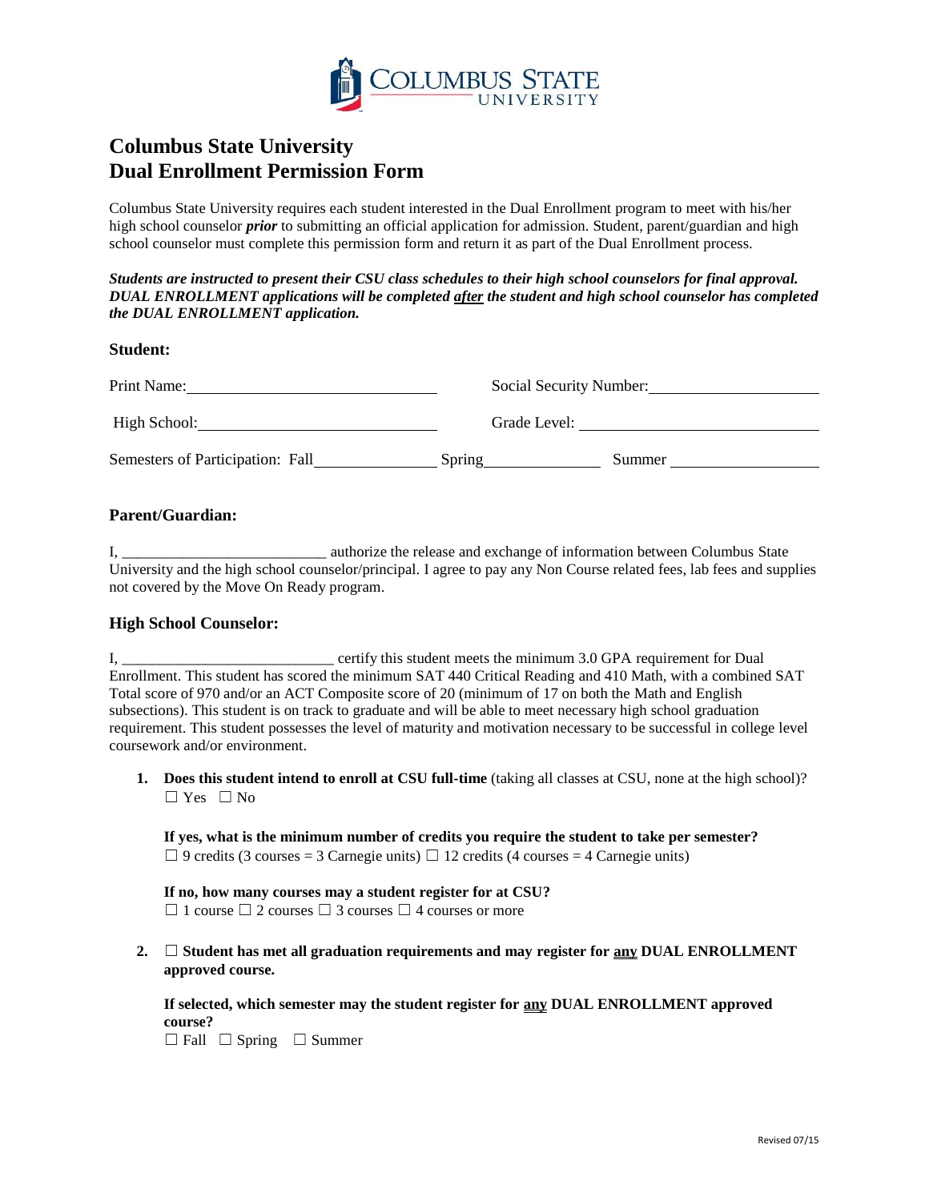# Columbus State University
# Dual Enrollment Permission Form

Columbus State University requires each student interested in the Dual Enrollment program to meet with his/her high school counselor ***prior*** to submitting an official application for admission. Student, parent/guardian and high school counselor must complete this permission form and return it as part of the Dual Enrollment process.

***Students are instructed to present their CSU class schedules to their high school counselors for final approval. DUAL ENROLLMENT applications will be completed <u>after</u> the student and high school counselor has completed the DUAL ENROLLMENT application.***

**Student:**

Print Name: ______________________________ Social Security Number: ____________________

High School: ______________________________ Grade Level: ____________________________

Semesters of Participation: Fall ______________ Spring ______________ Summer ________________

**Parent/Guardian:**

I, __________________________ authorize the release and exchange of information between Columbus State University and the high school counselor/principal. I agree to pay any Non Course related fees, lab fees and supplies not covered by the Move On Ready program.

**High School Counselor:**

I, ____________________________ certify this student meets the minimum 3.0 GPA requirement for Dual Enrollment. This student has scored the minimum SAT 440 Critical Reading and 410 Math, with a combined SAT Total score of 970 and/or an ACT Composite score of 20 (minimum of 17 on both the Math and English subsections). This student is on track to graduate and will be able to meet necessary high school graduation requirement. This student possesses the level of maturity and motivation necessary to be successful in college level coursework and/or environment.

1. **Does this student intend to enroll at CSU full-time** (taking all classes at CSU, none at the high school)?
   ☐ Yes ☐ No

   **If yes, what is the minimum number of credits you require the student to take per semester?**
   ☐ 9 credits (3 courses = 3 Carnegie units) ☐ 12 credits (4 courses = 4 Carnegie units)

   **If no, how many courses may a student register for at CSU?**
   ☐ 1 course ☐ 2 courses ☐ 3 courses ☐ 4 courses or more

2. ☐ **Student has met all graduation requirements and may register for <u>any</u> DUAL ENROLLMENT approved course.**

   **If selected, which semester may the student register for <u>any</u> DUAL ENROLLMENT approved course?**
   ☐ Fall ☐ Spring ☐ Summer

Revised 07/15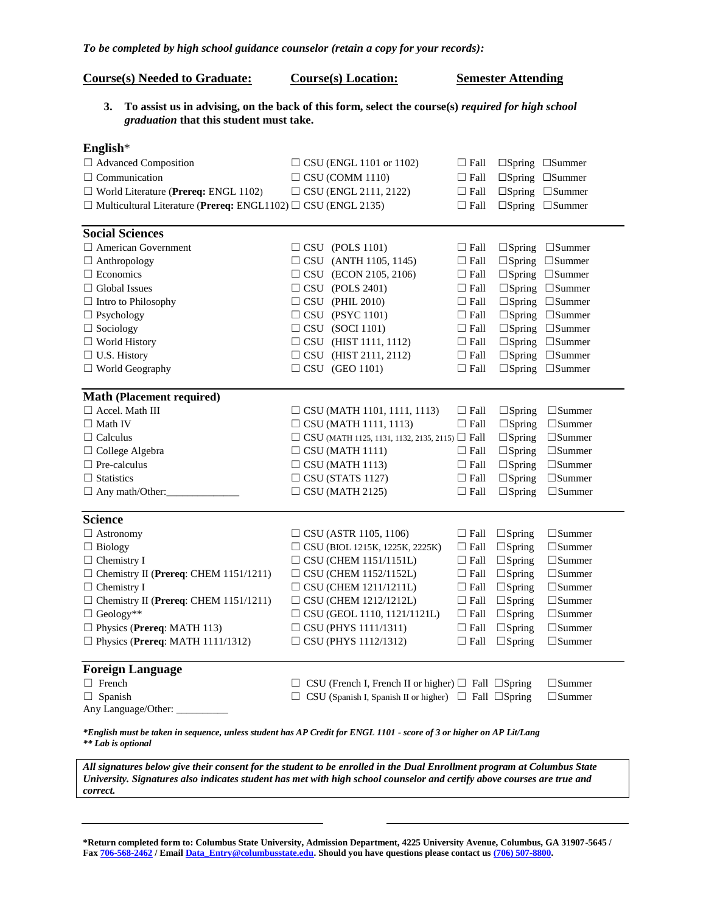*To be completed by high school guidance counselor (retain a copy for your records):*

**Course(s) Needed to Graduate:** **Course(s) Location:** **Semester Attending**

3. **To assist us in advising, on the back of this form, select the course(s)** ***required for high school graduation*** **that this student must take.**

| **English*** | | |
|---|---|---|
| ☐ Advanced Composition | ☐ CSU (ENGL 1101 or 1102) | ☐ Fall ☐Spring ☐Summer |
| ☐ Communication | ☐ CSU (COMM 1110) | ☐ Fall ☐Spring ☐Summer |
| ☐ World Literature (**Prereq:** ENGL 1102) | ☐ CSU (ENGL 2111, 2122) | ☐ Fall ☐Spring ☐Summer |
| ☐ Multicultural Literature (**Prereq:** ENGL1102) | ☐ CSU (ENGL 2135) | ☐ Fall ☐Spring ☐Summer |

| **Social Sciences** | | |
|---|---|---|
| ☐ American Government | ☐ CSU (POLS 1101) | ☐ Fall ☐Spring ☐Summer |
| ☐ Anthropology | ☐ CSU (ANTH 1105, 1145) | ☐ Fall ☐Spring ☐Summer |
| ☐ Economics | ☐ CSU (ECON 2105, 2106) | ☐ Fall ☐Spring ☐Summer |
| ☐ Global Issues | ☐ CSU (POLS 2401) | ☐ Fall ☐Spring ☐Summer |
| ☐ Intro to Philosophy | ☐ CSU (PHIL 2010) | ☐ Fall ☐Spring ☐Summer |
| ☐ Psychology | ☐ CSU (PSYC 1101) | ☐ Fall ☐Spring ☐Summer |
| ☐ Sociology | ☐ CSU (SOCI 1101) | ☐ Fall ☐Spring ☐Summer |
| ☐ World History | ☐ CSU (HIST 1111, 1112) | ☐ Fall ☐Spring ☐Summer |
| ☐ U.S. History | ☐ CSU (HIST 2111, 2112) | ☐ Fall ☐Spring ☐Summer |
| ☐ World Geography | ☐ CSU (GEO 1101) | ☐ Fall ☐Spring ☐Summer |

| **Math (Placement required)** | | |
|---|---|---|
| ☐ Accel. Math III | ☐ CSU (MATH 1101, 1111, 1113) | ☐ Fall ☐Spring ☐Summer |
| ☐ Math IV | ☐ CSU (MATH 1111, 1113) | ☐ Fall ☐Spring ☐Summer |
| ☐ Calculus | ☐ CSU (MATH 1125, 1131, 1132, 2135, 2115) | ☐ Fall ☐Spring ☐Summer |
| ☐ College Algebra | ☐ CSU (MATH 1111) | ☐ Fall ☐Spring ☐Summer |
| ☐ Pre-calculus | ☐ CSU (MATH 1113) | ☐ Fall ☐Spring ☐Summer |
| ☐ Statistics | ☐ CSU (STATS 1127) | ☐ Fall ☐Spring ☐Summer |
| ☐ Any math/Other:______________ | ☐ CSU (MATH 2125) | ☐ Fall ☐Spring ☐Summer |

| **Science** | | |
|---|---|---|
| ☐ Astronomy | ☐ CSU (ASTR 1105, 1106) | ☐ Fall ☐Spring ☐Summer |
| ☐ Biology | ☐ CSU (BIOL 1215K, 1225K, 2225K) | ☐ Fall ☐Spring ☐Summer |
| ☐ Chemistry I | ☐ CSU (CHEM 1151/1151L) | ☐ Fall ☐Spring ☐Summer |
| ☐ Chemistry II (**Prereq**: CHEM 1151/1211) | ☐ CSU (CHEM 1152/1152L) | ☐ Fall ☐Spring ☐Summer |
| ☐ Chemistry I | ☐ CSU (CHEM 1211/1211L) | ☐ Fall ☐Spring ☐Summer |
| ☐ Chemistry II (**Prereq**: CHEM 1151/1211) | ☐ CSU (CHEM 1212/1212L) | ☐ Fall ☐Spring ☐Summer |
| ☐ Geology** | ☐ CSU (GEOL 1110, 1121/1121L) | ☐ Fall ☐Spring ☐Summer |
| ☐ Physics (**Prereq**: MATH 113) | ☐ CSU (PHYS 1111/1311) | ☐ Fall ☐Spring ☐Summer |
| ☐ Physics (**Prereq**: MATH 1111/1312) | ☐ CSU (PHYS 1112/1312) | ☐ Fall ☐Spring ☐Summer |

| **Foreign Language** | | |
|---|---|---|
| ☐ French | ☐ CSU (French I, French II or higher) | ☐ Fall ☐Spring ☐Summer |
| ☐ Spanish | ☐ CSU (Spanish I, Spanish II or higher) | ☐ Fall ☐Spring ☐Summer |
| Any Language/Other: __________ | | |

***English must be taken in sequence, unless student has AP Credit for ENGL 1101 - score of 3 or higher on AP Lit/Lang***
***** Lab is optional***

***All signatures below give their consent for the student to be enrolled in the Dual Enrollment program at Columbus State University. Signatures also indicates student has met with high school counselor and certify above courses are true and correct.***

_______________________________ _______________________________

***Return completed form to: Columbus State University, Admission Department, 4225 University Avenue, Columbus, GA 31907-5645 / Fax 706-568-2462 / Email Data_Entry@columbusstate.edu. Should you have questions please contact us (706) 507-8800.**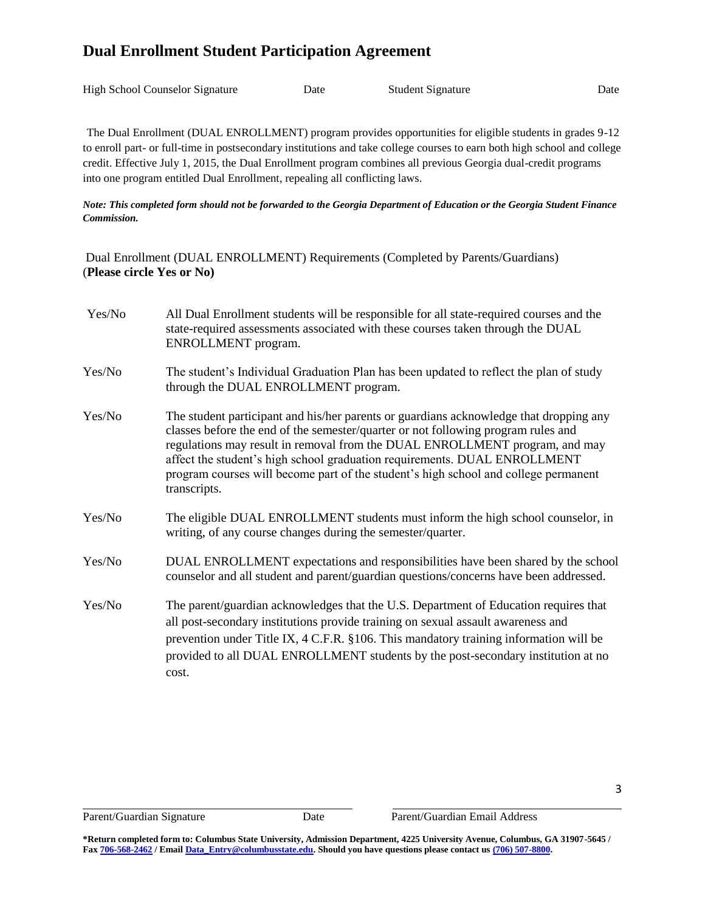# Dual Enrollment Student Participation Agreement

High School Counselor Signature Date Student Signature Date

The Dual Enrollment (DUAL ENROLLMENT) program provides opportunities for eligible students in grades 9-12 to enroll part- or full-time in postsecondary institutions and take college courses to earn both high school and college credit. Effective July 1, 2015, the Dual Enrollment program combines all previous Georgia dual-credit programs into one program entitled Dual Enrollment, repealing all conflicting laws.

***Note: This completed form should not be forwarded to the Georgia Department of Education or the Georgia Student Finance Commission.***

Dual Enrollment (DUAL ENROLLMENT) Requirements (Completed by Parents/Guardians) (**Please circle Yes or No)**

| | |
|---|---|
| Yes/No | All Dual Enrollment students will be responsible for all state-required courses and the state-required assessments associated with these courses taken through the DUAL ENROLLMENT program. |
| Yes/No | The student's Individual Graduation Plan has been updated to reflect the plan of study through the DUAL ENROLLMENT program. |
| Yes/No | The student participant and his/her parents or guardians acknowledge that dropping any classes before the end of the semester/quarter or not following program rules and regulations may result in removal from the DUAL ENROLLMENT program, and may affect the student's high school graduation requirements. DUAL ENROLLMENT program courses will become part of the student's high school and college permanent transcripts. |
| Yes/No | The eligible DUAL ENROLLMENT students must inform the high school counselor, in writing, of any course changes during the semester/quarter. |
| Yes/No | DUAL ENROLLMENT expectations and responsibilities have been shared by the school counselor and all student and parent/guardian questions/concerns have been addressed. |
| Yes/No | The parent/guardian acknowledges that the U.S. Department of Education requires that all post-secondary institutions provide training on sexual assault awareness and prevention under Title IX, 4 C.F.R. §106. This mandatory training information will be provided to all DUAL ENROLLMENT students by the post-secondary institution at no cost. |

Parent/Guardian Signature Date Parent/Guardian Email Address

**\*Return completed form to: Columbus State University, Admission Department, 4225 University Avenue, Columbus, GA 31907-5645 / Fax 706-568-2462 / Email Data_Entry@columbusstate.edu. Should you have questions please contact us (706) 507-8800.**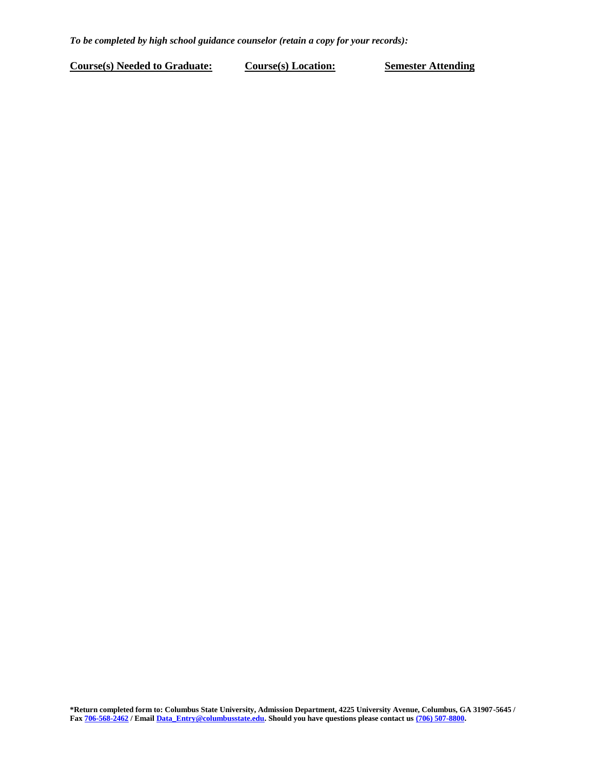***To be completed by high school guidance counselor (retain a copy for your records):***

| **Course(s) Needed to Graduate:** | **Course(s) Location:** | **Semester Attending** |
| --- | --- | --- |
| | | |

**\*Return completed form to: Columbus State University, Admission Department, 4225 University Avenue, Columbus, GA 31907-5645 / Fax 706-568-2462 / Email Data_Entry@columbusstate.edu. Should you have questions please contact us (706) 507-8800.**